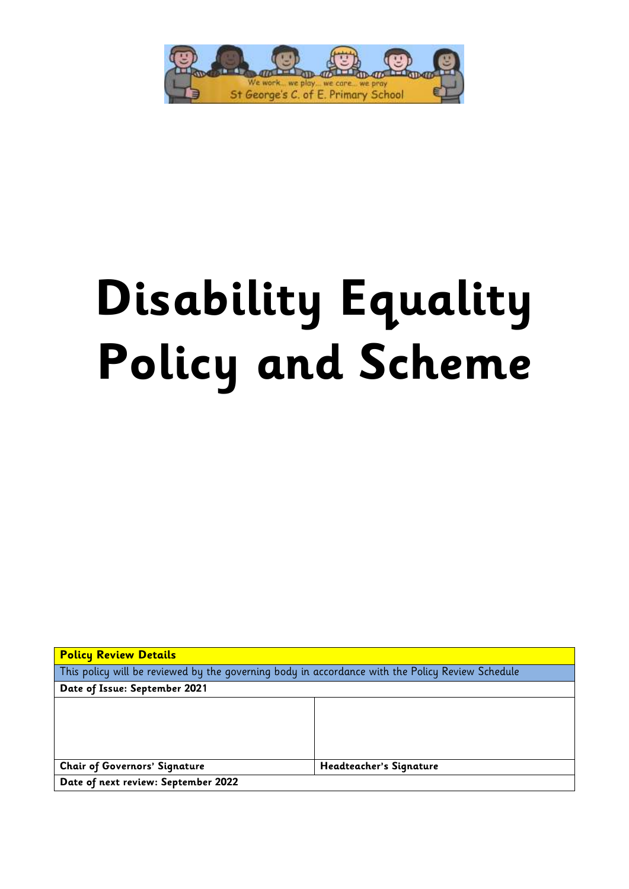# Disability Equality Policy and Scheme

| **Policy Review Details** | |
|---|---|
| This policy will be reviewed by the governing body in accordance with the Policy Review Schedule | |
| **Date of Issue: September 2021** | |
| | |
| **Chair of Governors' Signature** | **Headteacher's Signature** |
| **Date of next review: September 2022** | |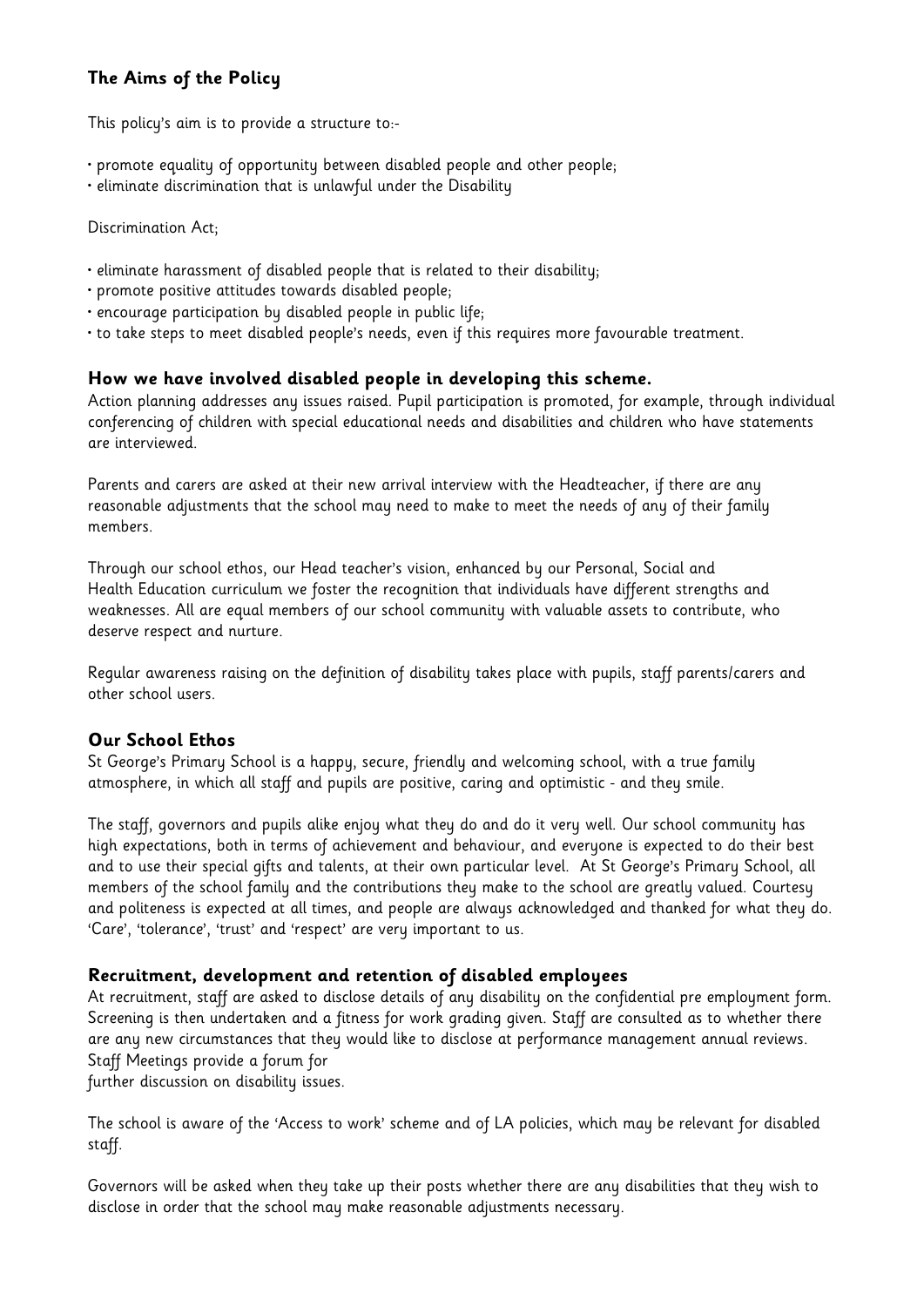## The Aims of the Policy

This policy's aim is to provide a structure to:-

- promote equality of opportunity between disabled people and other people;
- eliminate discrimination that is unlawful under the Disability

Discrimination Act;

- eliminate harassment of disabled people that is related to their disability;
- promote positive attitudes towards disabled people;
- encourage participation by disabled people in public life;
- to take steps to meet disabled people's needs, even if this requires more favourable treatment.

### How we have involved disabled people in developing this scheme.

Action planning addresses any issues raised. Pupil participation is promoted, for example, through individual conferencing of children with special educational needs and disabilities and children who have statements are interviewed.

Parents and carers are asked at their new arrival interview with the Headteacher, if there are any reasonable adjustments that the school may need to make to meet the needs of any of their family members.

Through our school ethos, our Head teacher's vision, enhanced by our Personal, Social and Health Education curriculum we foster the recognition that individuals have different strengths and weaknesses. All are equal members of our school community with valuable assets to contribute, who deserve respect and nurture.

Regular awareness raising on the definition of disability takes place with pupils, staff parents/carers and other school users.

### Our School Ethos

St George's Primary School is a happy, secure, friendly and welcoming school, with a true family atmosphere, in which all staff and pupils are positive, caring and optimistic - and they smile.

The staff, governors and pupils alike enjoy what they do and do it very well. Our school community has high expectations, both in terms of achievement and behaviour, and everyone is expected to do their best and to use their special gifts and talents, at their own particular level. At St George's Primary School, all members of the school family and the contributions they make to the school are greatly valued. Courtesy and politeness is expected at all times, and people are always acknowledged and thanked for what they do. 'Care', 'tolerance', 'trust' and 'respect' are very important to us.

### Recruitment, development and retention of disabled employees

At recruitment, staff are asked to disclose details of any disability on the confidential pre employment form. Screening is then undertaken and a fitness for work grading given. Staff are consulted as to whether there are any new circumstances that they would like to disclose at performance management annual reviews. Staff Meetings provide a forum for further discussion on disability issues.

The school is aware of the 'Access to work' scheme and of LA policies, which may be relevant for disabled staff.

Governors will be asked when they take up their posts whether there are any disabilities that they wish to disclose in order that the school may make reasonable adjustments necessary.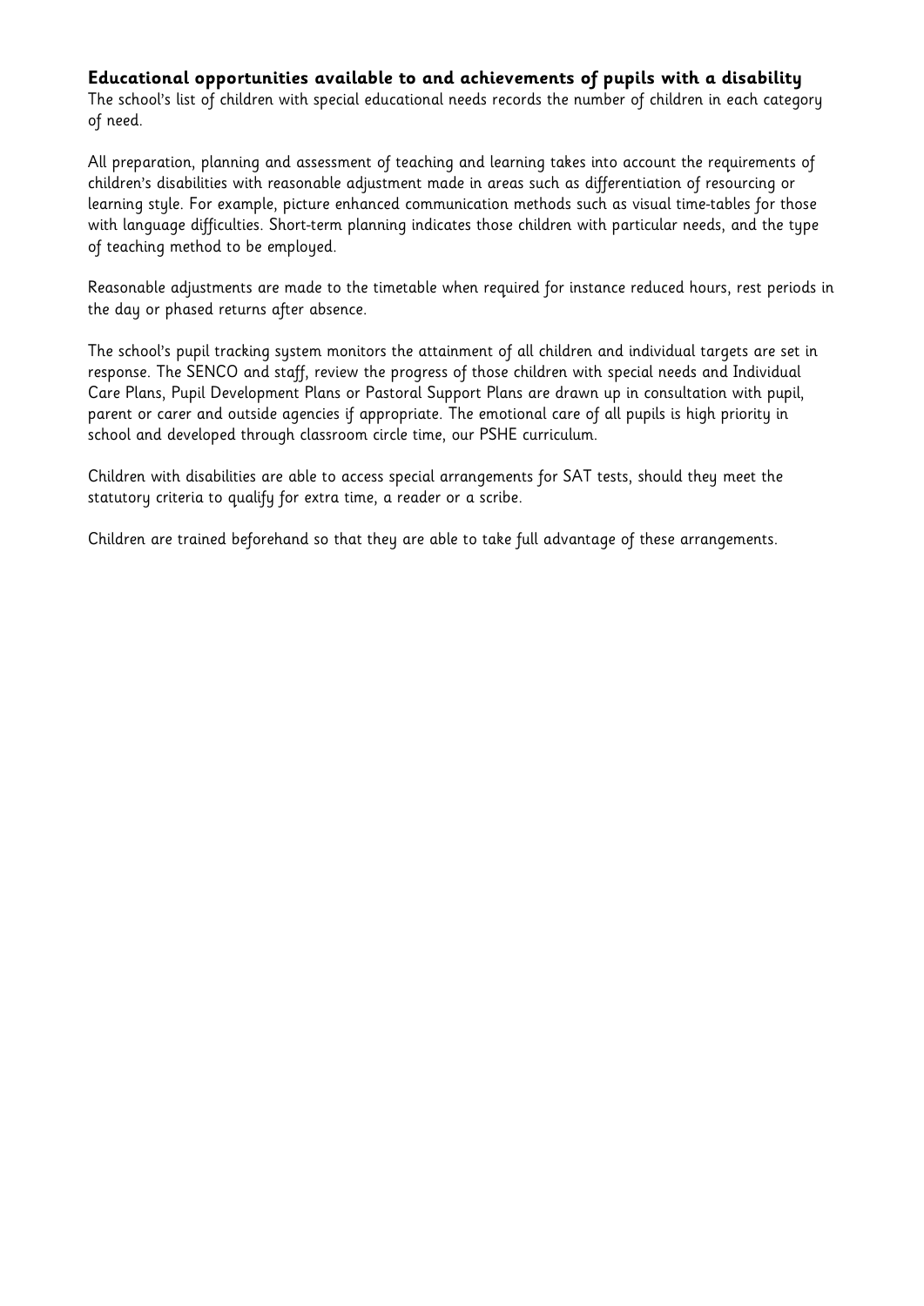**Educational opportunities available to and achievements of pupils with a disability**

The school's list of children with special educational needs records the number of children in each category of need.

All preparation, planning and assessment of teaching and learning takes into account the requirements of children's disabilities with reasonable adjustment made in areas such as differentiation of resourcing or learning style. For example, picture enhanced communication methods such as visual time-tables for those with language difficulties. Short-term planning indicates those children with particular needs, and the type of teaching method to be employed.

Reasonable adjustments are made to the timetable when required for instance reduced hours, rest periods in the day or phased returns after absence.

The school's pupil tracking system monitors the attainment of all children and individual targets are set in response. The SENCO and staff, review the progress of those children with special needs and Individual Care Plans, Pupil Development Plans or Pastoral Support Plans are drawn up in consultation with pupil, parent or carer and outside agencies if appropriate. The emotional care of all pupils is high priority in school and developed through classroom circle time, our PSHE curriculum.

Children with disabilities are able to access special arrangements for SAT tests, should they meet the statutory criteria to qualify for extra time, a reader or a scribe.

Children are trained beforehand so that they are able to take full advantage of these arrangements.